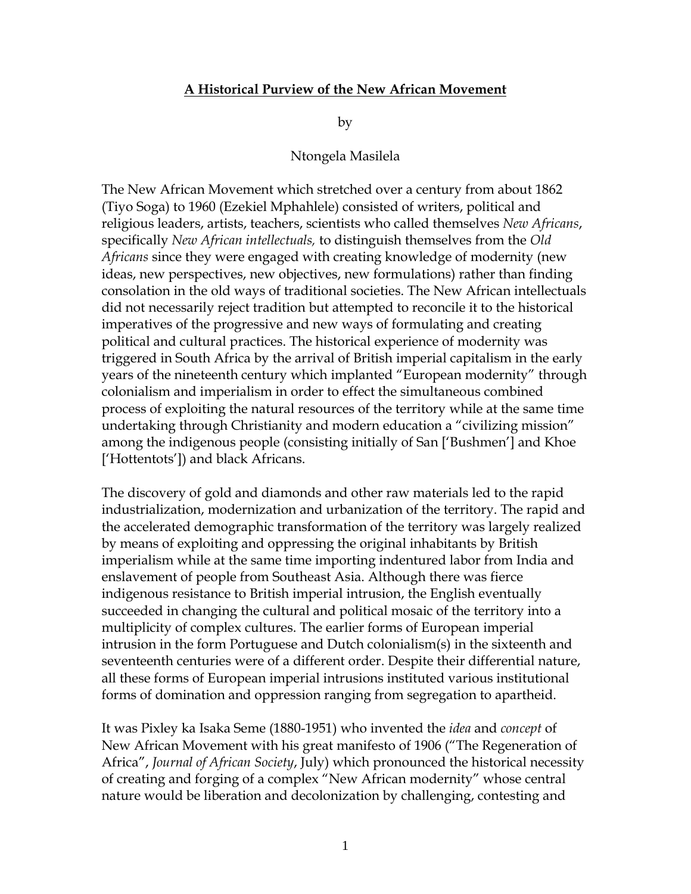# **A Historical Purview of the New African Movement**

by

Ntongela Masilela

The New African Movement which stretched over a century from about 1862 (Tiyo Soga) to 1960 (Ezekiel Mphahlele) consisted of writers, political and religious leaders, artists, teachers, scientists who called themselves *New Africans*, specifically *New African intellectuals,* to distinguish themselves from the *Old Africans* since they were engaged with creating knowledge of modernity (new ideas, new perspectives, new objectives, new formulations) rather than finding consolation in the old ways of traditional societies. The New African intellectuals did not necessarily reject tradition but attempted to reconcile it to the historical imperatives of the progressive and new ways of formulating and creating political and cultural practices. The historical experience of modernity was triggered in South Africa by the arrival of British imperial capitalism in the early years of the nineteenth century which implanted "European modernity" through colonialism and imperialism in order to effect the simultaneous combined process of exploiting the natural resources of the territory while at the same time undertaking through Christianity and modern education a "civilizing mission" among the indigenous people (consisting initially of San ['Bushmen'] and Khoe ['Hottentots']) and black Africans.

The discovery of gold and diamonds and other raw materials led to the rapid industrialization, modernization and urbanization of the territory. The rapid and the accelerated demographic transformation of the territory was largely realized by means of exploiting and oppressing the original inhabitants by British imperialism while at the same time importing indentured labor from India and enslavement of people from Southeast Asia. Although there was fierce indigenous resistance to British imperial intrusion, the English eventually succeeded in changing the cultural and political mosaic of the territory into a multiplicity of complex cultures. The earlier forms of European imperial intrusion in the form Portuguese and Dutch colonialism(s) in the sixteenth and seventeenth centuries were of a different order. Despite their differential nature, all these forms of European imperial intrusions instituted various institutional forms of domination and oppression ranging from segregation to apartheid.

It was Pixley ka Isaka Seme (1880-1951) who invented the *idea* and *concept* of New African Movement with his great manifesto of 1906 ("The Regeneration of Africa", *Journal of African Society*, July) which pronounced the historical necessity of creating and forging of a complex "New African modernity" whose central nature would be liberation and decolonization by challenging, contesting and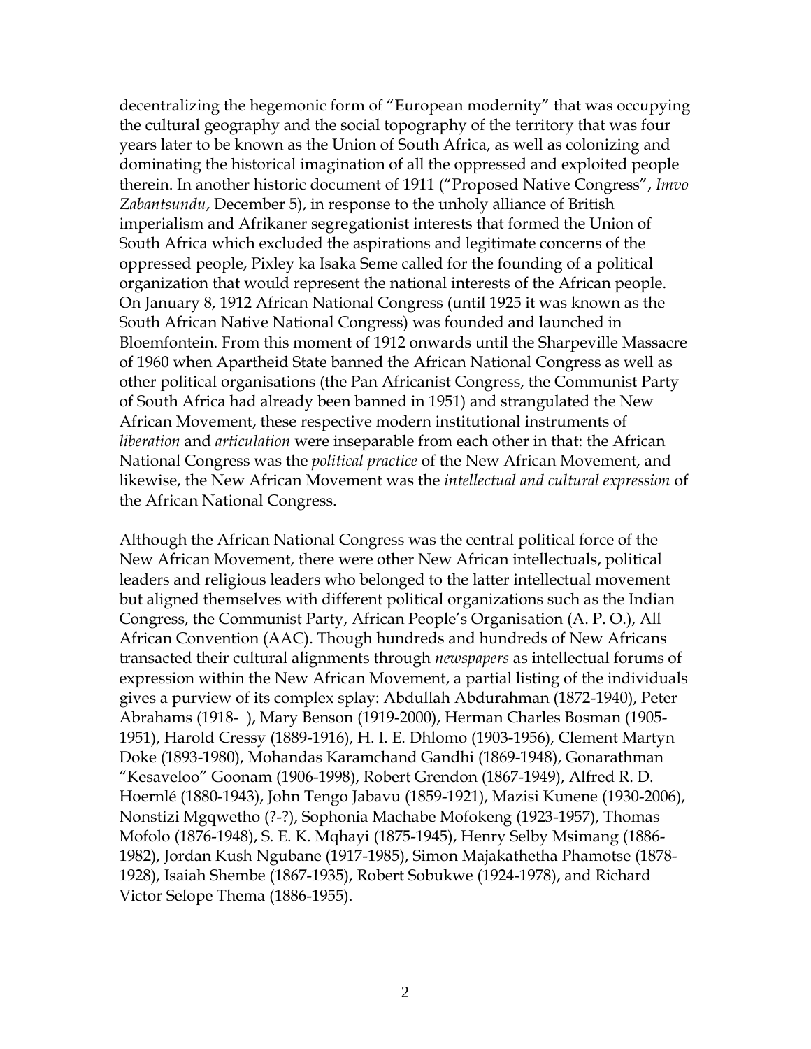decentralizing the hegemonic form of "European modernity" that was occupying the cultural geography and the social topography of the territory that was four years later to be known as the Union of South Africa, as well as colonizing and dominating the historical imagination of all the oppressed and exploited people therein. In another historic document of 1911 ("Proposed Native Congress", *Imvo Zabantsundu*, December 5), in response to the unholy alliance of British imperialism and Afrikaner segregationist interests that formed the Union of South Africa which excluded the aspirations and legitimate concerns of the oppressed people, Pixley ka Isaka Seme called for the founding of a political organization that would represent the national interests of the African people. On January 8, 1912 African National Congress (until 1925 it was known as the South African Native National Congress) was founded and launched in Bloemfontein. From this moment of 1912 onwards until the Sharpeville Massacre of 1960 when Apartheid State banned the African National Congress as well as other political organisations (the Pan Africanist Congress, the Communist Party of South Africa had already been banned in 1951) and strangulated the New African Movement, these respective modern institutional instruments of *liberation* and *articulation* were inseparable from each other in that: the African National Congress was the *political practice* of the New African Movement, and likewise, the New African Movement was the *intellectual and cultural expression* of the African National Congress.

Although the African National Congress was the central political force of the New African Movement, there were other New African intellectuals, political leaders and religious leaders who belonged to the latter intellectual movement but aligned themselves with different political organizations such as the Indian Congress, the Communist Party, African People's Organisation (A. P. O.), All African Convention (AAC). Though hundreds and hundreds of New Africans transacted their cultural alignments through *newspapers* as intellectual forums of expression within the New African Movement, a partial listing of the individuals gives a purview of its complex splay: Abdullah Abdurahman (1872-1940), Peter Abrahams (1918- ), Mary Benson (1919-2000), Herman Charles Bosman (1905-1951), Harold Cressy (1889-1916), H. I. E. Dhlomo (1903-1956), Clement Martyn Doke (1893-1980), Mohandas Karamchand Gandhi (1869-1948), Gonarathman "Kesaveloo" Goonam (1906-1998), Robert Grendon (1867-1949), Alfred R. D. Hoernlé (1880-1943), John Tengo Jabavu (1859-1921), Mazisi Kunene (1930-2006), Nonstizi Mgqwetho (?-?), Sophonia Machabe Mofokeng (1923-1957), Thomas Mofolo (1876-1948), S. E. K. Mqhayi (1875-1945), Henry Selby Msimang (1886-1982), Jordan Kush Ngubane (1917-1985), Simon Majakathetha Phamotse (1878-1928), Isaiah Shembe (1867-1935), Robert Sobukwe (1924-1978), and Richard Victor Selope Thema (1886-1955).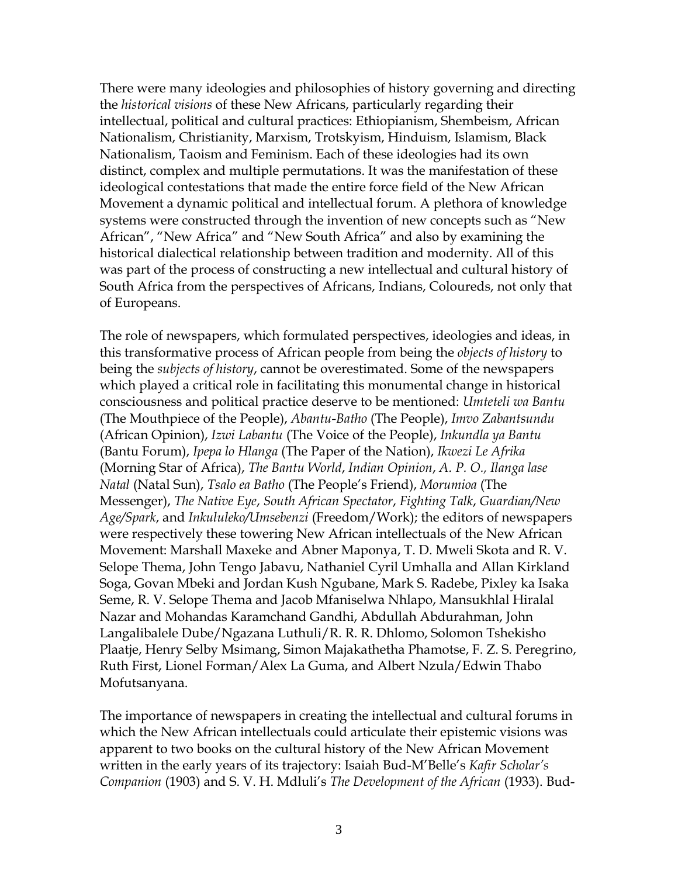There were many ideologies and philosophies of history governing and directing the *historical visions* of these New Africans, particularly regarding their intellectual, political and cultural practices: Ethiopianism, Shembeism, African Nationalism, Christianity, Marxism, Trotskyism, Hinduism, Islamism, Black Nationalism, Taoism and Feminism. Each of these ideologies had its own distinct, complex and multiple permutations. It was the manifestation of these ideological contestations that made the entire force field of the New African Movement a dynamic political and intellectual forum. A plethora of knowledge systems were constructed through the invention of new concepts such as "New African", "New Africa" and "New South Africa" and also by examining the historical dialectical relationship between tradition and modernity. All of this was part of the process of constructing a new intellectual and cultural history of South Africa from the perspectives of Africans, Indians, Coloureds, not only that of Europeans.

The role of newspapers, which formulated perspectives, ideologies and ideas, in this transformative process of African people from being the *objects of history* to being the *subjects of history*, cannot be overestimated. Some of the newspapers which played a critical role in facilitating this monumental change in historical consciousness and political practice deserve to be mentioned: *Umteteli wa Bantu* (The Mouthpiece of the People), *Abantu-Batho* (The People), *Imvo Zabantsundu* (African Opinion), *Izwi Labantu* (The Voice of the People), *Inkundla ya Bantu* (Bantu Forum), *Ipepa lo Hlanga* (The Paper of the Nation), *Ikwezi Le Afrika* (Morning Star of Africa), *The Bantu World*, *Indian Opinion*, *A. P. O., Ilanga lase Natal* (Natal Sun), *Tsalo ea Batho* (The People's Friend), *Morumioa* (The Messenger), *The Native Eye*, *South African Spectator*, *Fighting Talk*, *Guardian/New Age/Spark*, and *Inkululeko/Umsebenzi* (Freedom/Work); the editors of newspapers were respectively these towering New African intellectuals of the New African Movement: Marshall Maxeke and Abner Maponya, T. D. Mweli Skota and R. V. Selope Thema, John Tengo Jabavu, Nathaniel Cyril Umhalla and Allan Kirkland Soga, Govan Mbeki and Jordan Kush Ngubane, Mark S. Radebe, Pixley ka Isaka Seme, R. V. Selope Thema and Jacob Mfaniselwa Nhlapo, Mansukhlal Hiralal Nazar and Mohandas Karamchand Gandhi, Abdullah Abdurahman, John Langalibalele Dube/Ngazana Luthuli/R. R. R. Dhlomo, Solomon Tshekisho Plaatje, Henry Selby Msimang, Simon Majakathetha Phamotse, F. Z. S. Peregrino, Ruth First, Lionel Forman/Alex La Guma, and Albert Nzula/Edwin Thabo Mofutsanyana.

The importance of newspapers in creating the intellectual and cultural forums in which the New African intellectuals could articulate their epistemic visions was apparent to two books on the cultural history of the New African Movement written in the early years of its trajectory: Isaiah Bud-M'Belle's *Kafir Scholar's Companion* (1903) and S. V. H. Mdluli's *The Development of the African* (1933). Bud-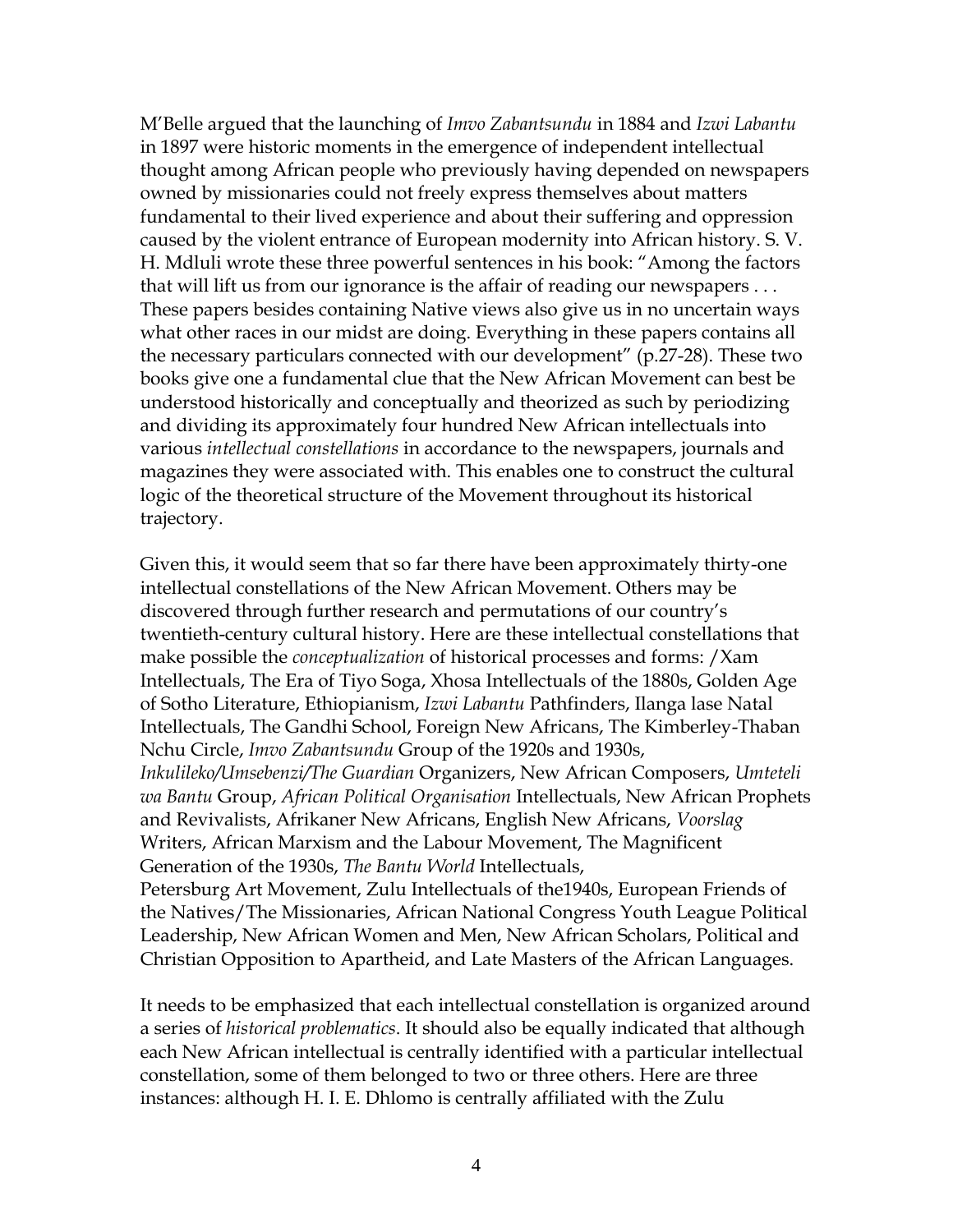M'Belle argued that the launching of *Imvo Zabantsundu* in 1884 and *Izwi Labantu* in 1897 were historic moments in the emergence of independent intellectual thought among African people who previously having depended on newspapers owned by missionaries could not freely express themselves about matters fundamental to their lived experience and about their suffering and oppression caused by the violent entrance of European modernity into African history. S. V. H. Mdluli wrote these three powerful sentences in his book: "Among the factors that will lift us from our ignorance is the affair of reading our newspapers . . . These papers besides containing Native views also give us in no uncertain ways what other races in our midst are doing. Everything in these papers contains all the necessary particulars connected with our development" (p.27-28). These two books give one a fundamental clue that the New African Movement can best be understood historically and conceptually and theorized as such by periodizing and dividing its approximately four hundred New African intellectuals into various *intellectual constellations* in accordance to the newspapers, journals and magazines they were associated with. This enables one to construct the cultural logic of the theoretical structure of the Movement throughout its historical trajectory.

Given this, it would seem that so far there have been approximately thirty-one intellectual constellations of the New African Movement. Others may be discovered through further research and permutations of our country's twentieth-century cultural history. Here are these intellectual constellations that make possible the *conceptualization* of historical processes and forms: /Xam Intellectuals, The Era of Tiyo Soga, Xhosa Intellectuals of the 1880s, Golden Age of Sotho Literature, Ethiopianism, *Izwi Labantu* Pathfinders, Ilanga lase Natal Intellectuals, The Gandhi School, Foreign New Africans, The Kimberley-Thaban Nchu Circle, *Imvo Zabantsundu* Group of the 1920s and 1930s, *Inkulileko/Umsebenzi/The Guardian* Organizers, New African Composers, *Umteteli wa Bantu* Group, *African Political Organisation* Intellectuals, New African Prophets and Revivalists, Afrikaner New Africans, English New Africans, *Voorslag* Writers, African Marxism and the Labour Movement, The Magnificent Generation of the 1930s, *The Bantu World* Intellectuals, Petersburg Art Movement, Zulu Intellectuals of the1940s, European Friends of the Natives/The Missionaries, African National Congress Youth League Political Leadership, New African Women and Men, New African Scholars, Political and Christian Opposition to Apartheid, and Late Masters of the African Languages.

It needs to be emphasized that each intellectual constellation is organized around a series of *historical problematics*. It should also be equally indicated that although each New African intellectual is centrally identified with a particular intellectual constellation, some of them belonged to two or three others. Here are three instances: although H. I. E. Dhlomo is centrally affiliated with the Zulu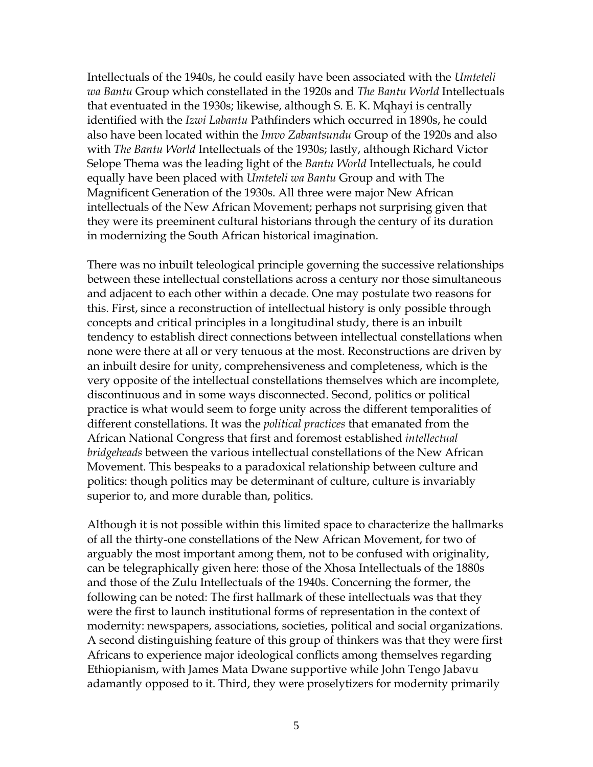Intellectuals of the 1940s, he could easily have been associated with the *Umteteli wa Bantu* Group which constellated in the 1920s and *The Bantu World* Intellectuals that eventuated in the 1930s; likewise, although S. E. K. Mqhayi is centrally identified with the *Izwi Labantu* Pathfinders which occurred in 1890s, he could also have been located within the *Imvo Zabantsundu* Group of the 1920s and also with *The Bantu World* Intellectuals of the 1930s; lastly, although Richard Victor Selope Thema was the leading light of the *Bantu World* Intellectuals, he could equally have been placed with *Umteteli wa Bantu* Group and with The Magnificent Generation of the 1930s. All three were major New African intellectuals of the New African Movement; perhaps not surprising given that they were its preeminent cultural historians through the century of its duration in modernizing the South African historical imagination.

There was no inbuilt teleological principle governing the successive relationships between these intellectual constellations across a century nor those simultaneous and adjacent to each other within a decade. One may postulate two reasons for this. First, since a reconstruction of intellectual history is only possible through concepts and critical principles in a longitudinal study, there is an inbuilt tendency to establish direct connections between intellectual constellations when none were there at all or very tenuous at the most. Reconstructions are driven by an inbuilt desire for unity, comprehensiveness and completeness, which is the very opposite of the intellectual constellations themselves which are incomplete, discontinuous and in some ways disconnected. Second, politics or political practice is what would seem to forge unity across the different temporalities of different constellations. It was the *political practices* that emanated from the African National Congress that first and foremost established *intellectual bridgeheads* between the various intellectual constellations of the New African Movement. This bespeaks to a paradoxical relationship between culture and politics: though politics may be determinant of culture, culture is invariably superior to, and more durable than, politics.

Although it is not possible within this limited space to characterize the hallmarks of all the thirty-one constellations of the New African Movement, for two of arguably the most important among them, not to be confused with originality, can be telegraphically given here: those of the Xhosa Intellectuals of the 1880s and those of the Zulu Intellectuals of the 1940s. Concerning the former, the following can be noted: The first hallmark of these intellectuals was that they were the first to launch institutional forms of representation in the context of modernity: newspapers, associations, societies, political and social organizations. A second distinguishing feature of this group of thinkers was that they were first Africans to experience major ideological conflicts among themselves regarding Ethiopianism, with James Mata Dwane supportive while John Tengo Jabavu adamantly opposed to it. Third, they were proselytizers for modernity primarily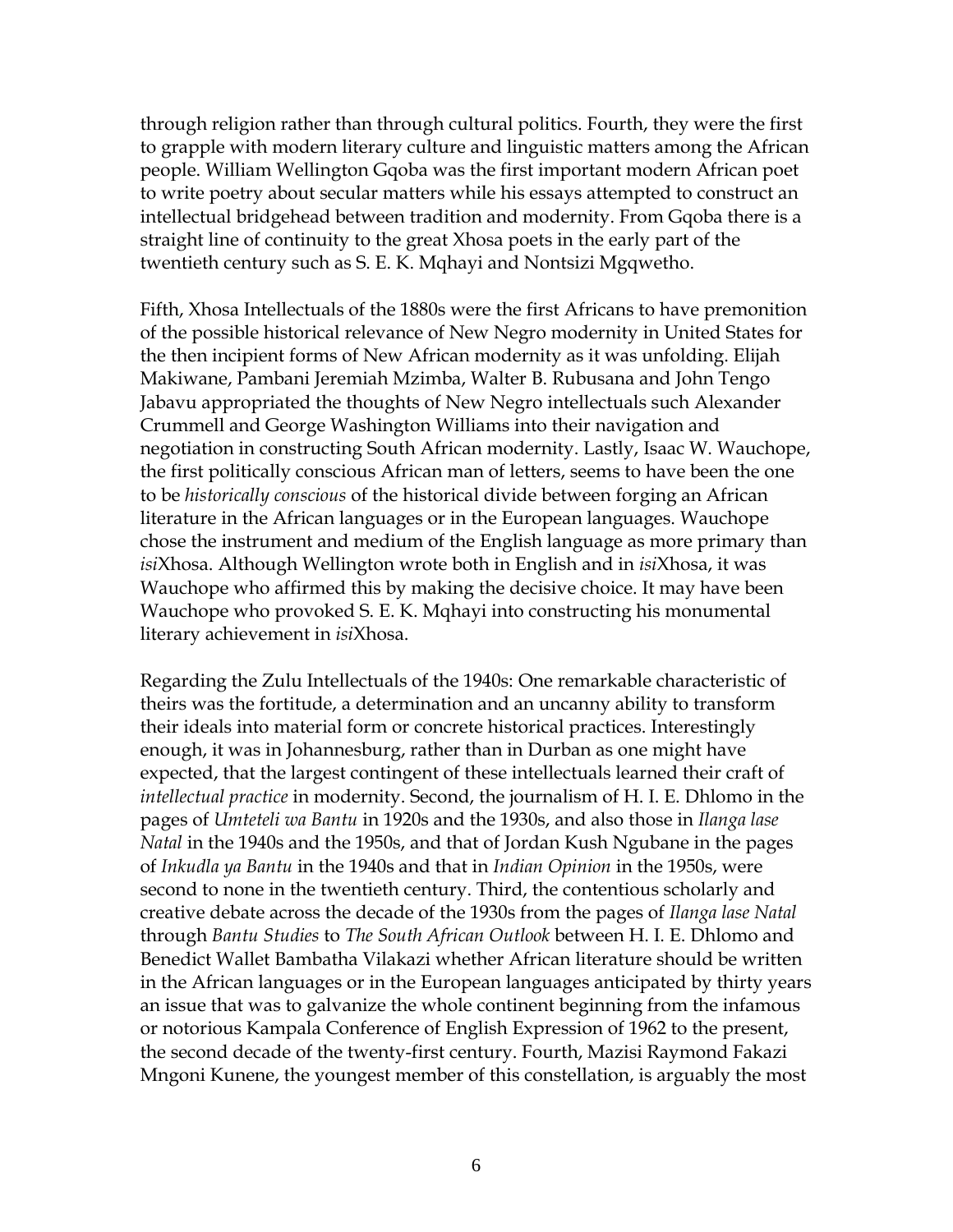through religion rather than through cultural politics. Fourth, they were the first to grapple with modern literary culture and linguistic matters among the African people. William Wellington Gqoba was the first important modern African poet to write poetry about secular matters while his essays attempted to construct an intellectual bridgehead between tradition and modernity. From Gqoba there is a straight line of continuity to the great Xhosa poets in the early part of the twentieth century such as S. E. K. Mqhayi and Nontsizi Mgqwetho.

Fifth, Xhosa Intellectuals of the 1880s were the first Africans to have premonition of the possible historical relevance of New Negro modernity in United States for the then incipient forms of New African modernity as it was unfolding. Elijah Makiwane, Pambani Jeremiah Mzimba, Walter B. Rubusana and John Tengo Jabavu appropriated the thoughts of New Negro intellectuals such Alexander Crummell and George Washington Williams into their navigation and negotiation in constructing South African modernity. Lastly, Isaac W. Wauchope, the first politically conscious African man of letters, seems to have been the one to be *historically conscious* of the historical divide between forging an African literature in the African languages or in the European languages. Wauchope chose the instrument and medium of the English language as more primary than *isi*Xhosa. Although Wellington wrote both in English and in *isi*Xhosa, it was Wauchope who affirmed this by making the decisive choice. It may have been Wauchope who provoked S. E. K. Mqhayi into constructing his monumental literary achievement in *isi*Xhosa.

Regarding the Zulu Intellectuals of the 1940s: One remarkable characteristic of theirs was the fortitude, a determination and an uncanny ability to transform their ideals into material form or concrete historical practices. Interestingly enough, it was in Johannesburg, rather than in Durban as one might have expected, that the largest contingent of these intellectuals learned their craft of *intellectual practice* in modernity. Second, the journalism of H. I. E. Dhlomo in the pages of *Umteteli wa Bantu* in 1920s and the 1930s, and also those in *Ilanga lase Natal* in the 1940s and the 1950s, and that of Jordan Kush Ngubane in the pages of *Inkudla ya Bantu* in the 1940s and that in *Indian Opinion* in the 1950s, were second to none in the twentieth century. Third, the contentious scholarly and creative debate across the decade of the 1930s from the pages of *Ilanga lase Natal* through *Bantu Studies* to *The South African Outlook* between H. I. E. Dhlomo and Benedict Wallet Bambatha Vilakazi whether African literature should be written in the African languages or in the European languages anticipated by thirty years an issue that was to galvanize the whole continent beginning from the infamous or notorious Kampala Conference of English Expression of 1962 to the present, the second decade of the twenty-first century. Fourth, Mazisi Raymond Fakazi Mngoni Kunene, the youngest member of this constellation, is arguably the most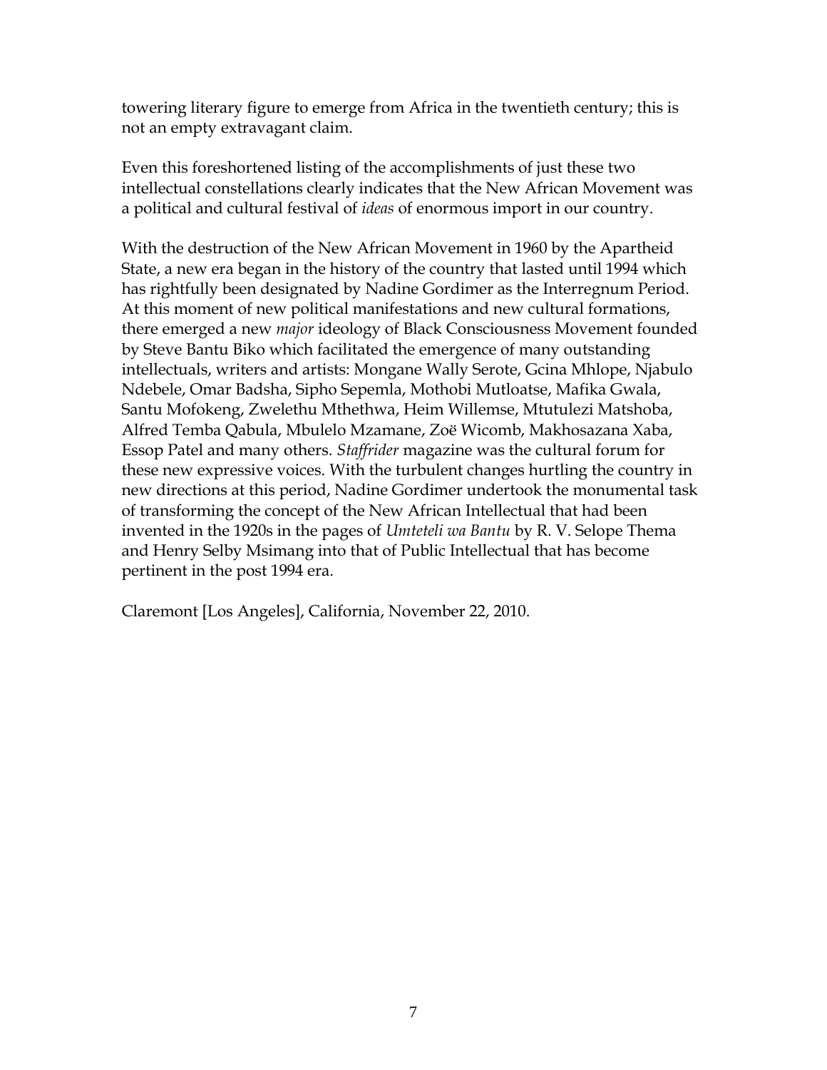towering literary figure to emerge from Africa in the twentieth century; this is not an empty extravagant claim.

Even this foreshortened listing of the accomplishments of just these two intellectual constellations clearly indicates that the New African Movement was a political and cultural festival of *ideas* of enormous import in our country.

With the destruction of the New African Movement in 1960 by the Apartheid State, a new era began in the history of the country that lasted until 1994 which has rightfully been designated by Nadine Gordimer as the Interregnum Period. At this moment of new political manifestations and new cultural formations, there emerged a new *major* ideology of Black Consciousness Movement founded by Steve Bantu Biko which facilitated the emergence of many outstanding intellectuals, writers and artists: Mongane Wally Serote, Gcina Mhlope, Njabulo Ndebele, Omar Badsha, Sipho Sepemla, Mothobi Mutloatse, Mafika Gwala, Santu Mofokeng, Zwelethu Mthethwa, Heim Willemse, Mtutulezi Matshoba, Alfred Temba Qabula, Mbulelo Mzamane, Zoë Wicomb, Makhosazana Xaba, Essop Patel and many others. *Staffrider* magazine was the cultural forum for these new expressive voices. With the turbulent changes hurtling the country in new directions at this period, Nadine Gordimer undertook the monumental task of transforming the concept of the New African Intellectual that had been invented in the 1920s in the pages of *Umteteli wa Bantu* by R. V. Selope Thema and Henry Selby Msimang into that of Public Intellectual that has become pertinent in the post 1994 era.

Claremont [Los Angeles], California, November 22, 2010.